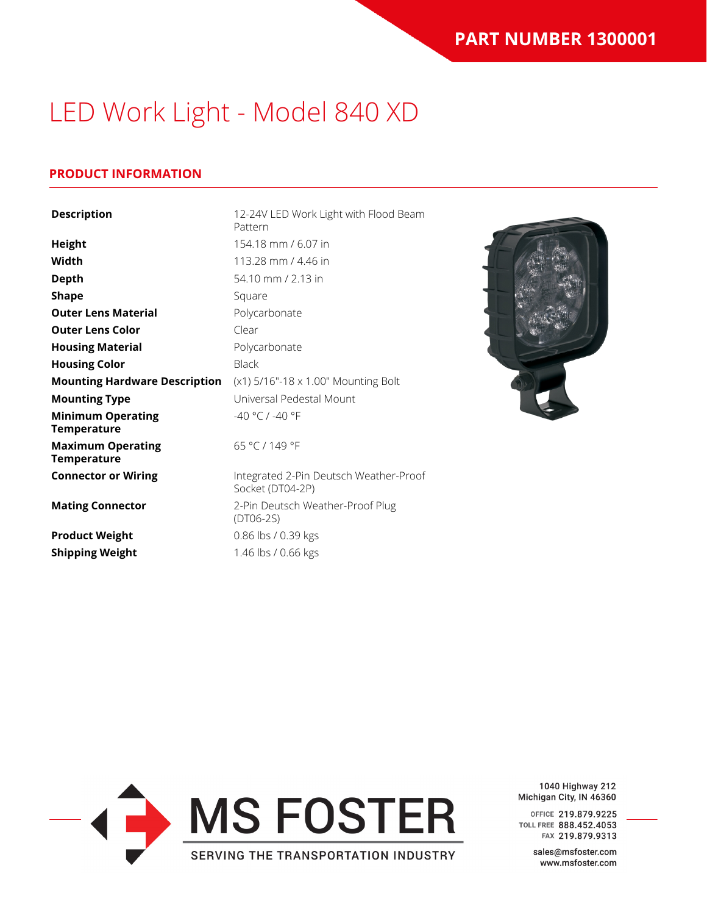**PART NUMBER 1300001**

# LED Work Light - Model 840 XD

## PRODUCT INFORMATION

| | |
|---|---|
| **Description** | 12-24V LED Work Light with Flood Beam Pattern |
| **Height** | 154.18 mm / 6.07 in |
| **Width** | 113.28 mm / 4.46 in |
| **Depth** | 54.10 mm / 2.13 in |
| **Shape** | Square |
| **Outer Lens Material** | Polycarbonate |
| **Outer Lens Color** | Clear |
| **Housing Material** | Polycarbonate |
| **Housing Color** | Black |
| **Mounting Hardware Description** | (x1) 5/16"-18 x 1.00" Mounting Bolt |
| **Mounting Type** | Universal Pedestal Mount |
| **Minimum Operating Temperature** | -40 °C / -40 °F |
| **Maximum Operating Temperature** | 65 °C / 149 °F |
| **Connector or Wiring** | Integrated 2-Pin Deutsch Weather-Proof Socket (DT04-2P) |
| **Mating Connector** | 2-Pin Deutsch Weather-Proof Plug (DT06-2S) |
| **Product Weight** | 0.86 lbs / 0.39 kgs |
| **Shipping Weight** | 1.46 lbs / 0.66 kgs |

MS FOSTER
SERVING THE TRANSPORTATION INDUSTRY

1040 Highway 212
Michigan City, IN 46360

OFFICE 219.879.9225
TOLL FREE 888.452.4053
FAX 219.879.9313

sales@msfoster.com
www.msfoster.com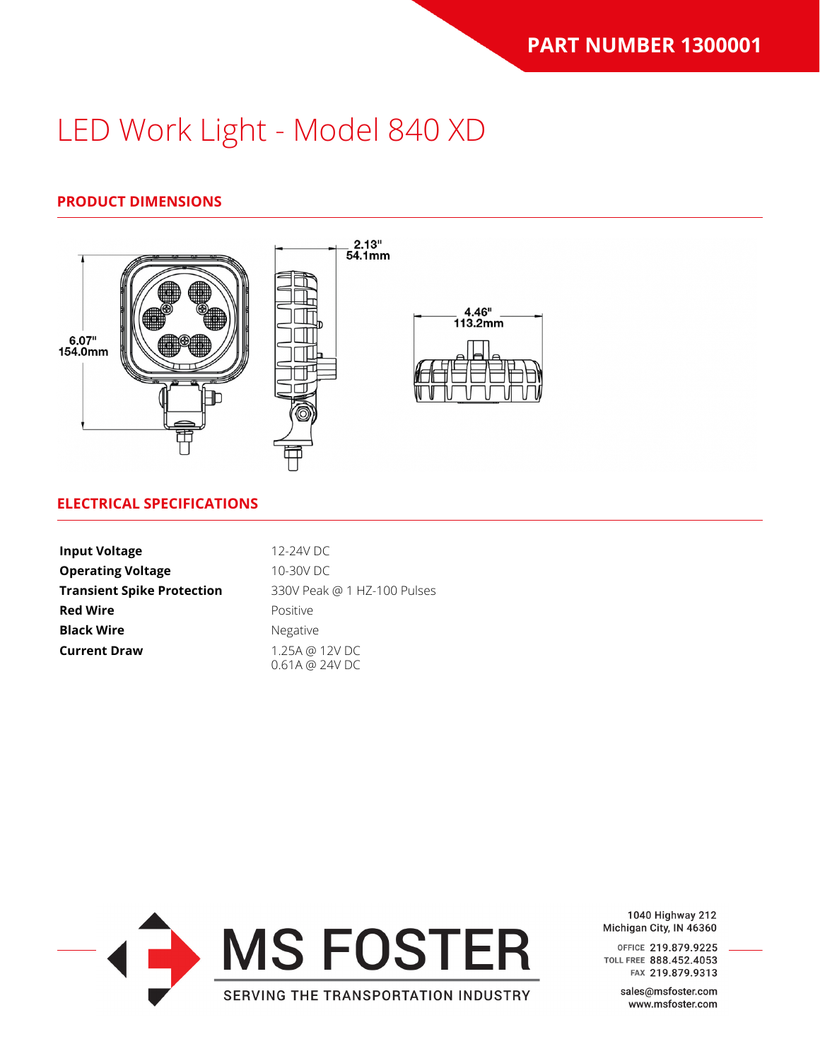PART NUMBER 1300001

# LED Work Light - Model 840 XD

## PRODUCT DIMENSIONS

6.07"
154.0mm

2.13"
54.1mm

4.46"
113.2mm

## ELECTRICAL SPECIFICATIONS

| | |
|---|---|
| **Input Voltage** | 12-24V DC |
| **Operating Voltage** | 10-30V DC |
| **Transient Spike Protection** | 330V Peak @ 1 HZ-100 Pulses |
| **Red Wire** | Positive |
| **Black Wire** | Negative |
| **Current Draw** | 1.25A @ 12V DC<br>0.61A @ 24V DC |

MS FOSTER
SERVING THE TRANSPORTATION INDUSTRY

1040 Highway 212
Michigan City, IN 46360

OFFICE 219.879.9225
TOLL FREE 888.452.4053
FAX 219.879.9313

sales@msfoster.com
www.msfoster.com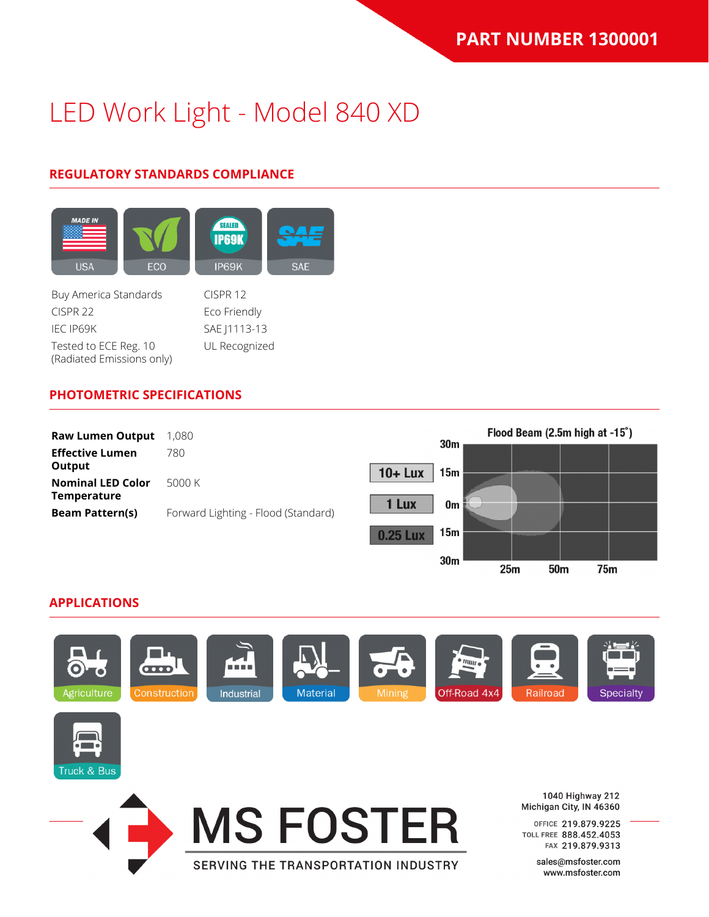PART NUMBER 1300001

# LED Work Light - Model 840 XD

## REGULATORY STANDARDS COMPLIANCE

USA | ECO | IP69K | SAE

- Buy America Standards
- CISPR 22
- IEC IP69K
- Tested to ECE Reg. 10 (Radiated Emissions only)
- CISPR 12
- Eco Friendly
- SAE J1113-13
- UL Recognized

## PHOTOMETRIC SPECIFICATIONS

| | |
|---|---|
| **Raw Lumen Output** | 1,080 |
| **Effective Lumen Output** | 780 |
| **Nominal LED Color Temperature** | 5000 K |
| **Beam Pattern(s)** | Forward Lighting - Flood (Standard) |

Flood Beam (2.5m high at -15˚)

10+ Lux | 1 Lux | 0.25 Lux

30m, 15m, 0m, 15m, 30m | 25m, 50m, 75m

## APPLICATIONS

Agriculture | Construction | Industrial | Material | Mining | Off-Road 4x4 | Railroad | Specialty | Truck & Bus

MS FOSTER
SERVING THE TRANSPORTATION INDUSTRY

1040 Highway 212
Michigan City, IN 46360

OFFICE 219.879.9225
TOLL FREE 888.452.4053
FAX 219.879.9313

sales@msfoster.com
www.msfoster.com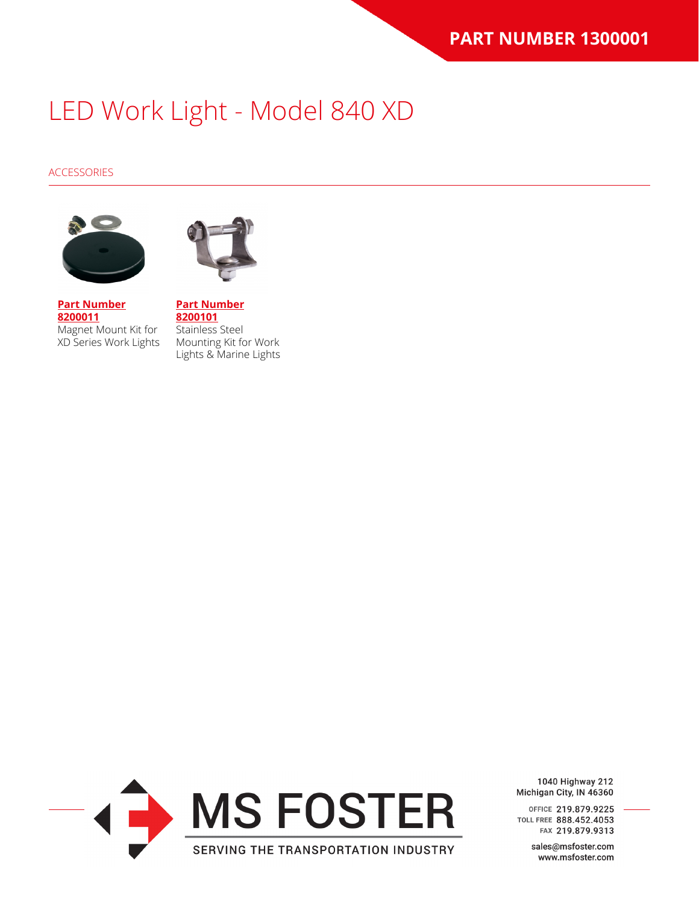# LED Work Light - Model 840 XD

## ACCESSORIES

**Part Number 8200011**
Magnet Mount Kit for XD Series Work Lights

**Part Number 8200101**
Stainless Steel Mounting Kit for Work Lights & Marine Lights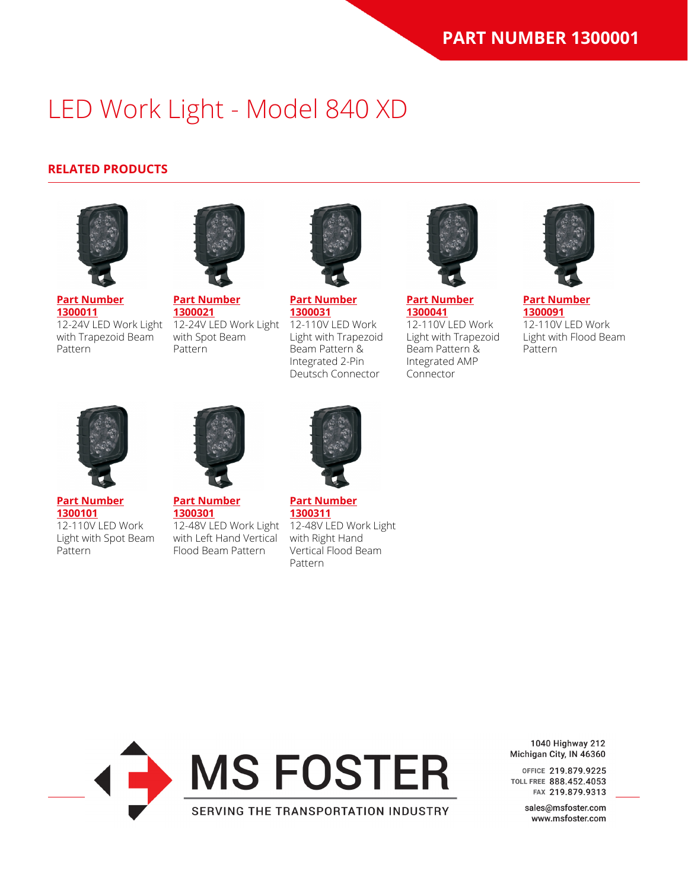PART NUMBER 1300001

# LED Work Light - Model 840 XD

## RELATED PRODUCTS

**Part Number 1300011**
12-24V LED Work Light with Trapezoid Beam Pattern

**Part Number 1300021**
12-24V LED Work Light with Spot Beam Pattern

**Part Number 1300031**
12-110V LED Work Light with Trapezoid Beam Pattern & Integrated 2-Pin Deutsch Connector

**Part Number 1300041**
12-110V LED Work Light with Trapezoid Beam Pattern & Integrated AMP Connector

**Part Number 1300091**
12-110V LED Work Light with Flood Beam Pattern

**Part Number 1300101**
12-110V LED Work Light with Spot Beam Pattern

**Part Number 1300301**
12-48V LED Work Light with Left Hand Vertical Flood Beam Pattern

**Part Number 1300311**
12-48V LED Work Light with Right Hand Vertical Flood Beam Pattern

MS FOSTER
SERVING THE TRANSPORTATION INDUSTRY

1040 Highway 212
Michigan City, IN 46360

OFFICE 219.879.9225
TOLL FREE 888.452.4053
FAX 219.879.9313

sales@msfoster.com
www.msfoster.com